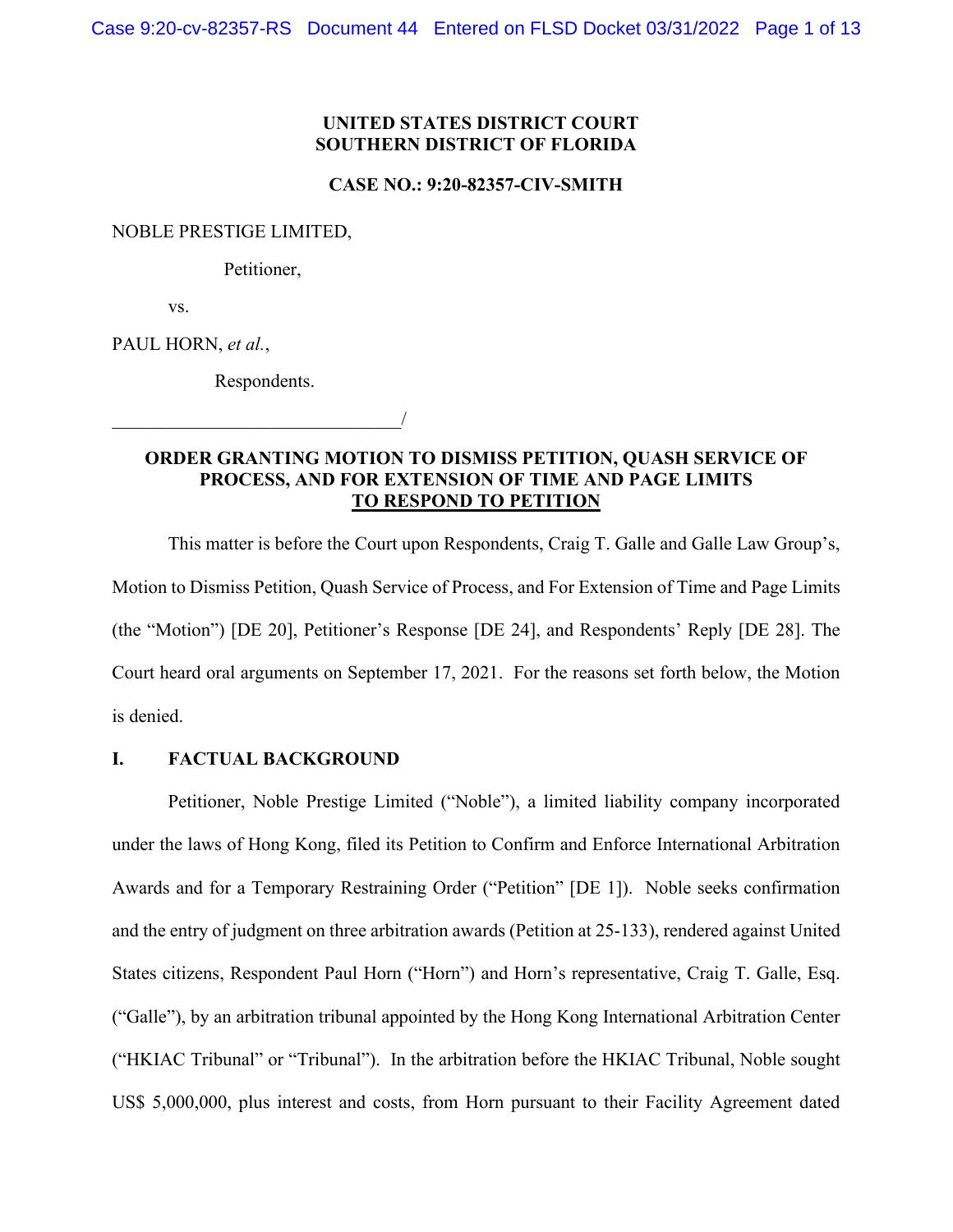**UNITED STATES DISTRICT COURT**
**SOUTHERN DISTRICT OF FLORIDA**

**CASE NO.: 9:20-82357-CIV-SMITH**

NOBLE PRESTIGE LIMITED,

Petitioner,

vs.

PAUL HORN, *et al.*,

Respondents.

_______________________________/

**ORDER GRANTING MOTION TO DISMISS PETITION, QUASH SERVICE OF PROCESS, AND FOR EXTENSION OF TIME AND PAGE LIMITS TO RESPOND TO PETITION**

This matter is before the Court upon Respondents, Craig T. Galle and Galle Law Group's, Motion to Dismiss Petition, Quash Service of Process, and For Extension of Time and Page Limits (the "Motion") [DE 20], Petitioner's Response [DE 24], and Respondents' Reply [DE 28]. The Court heard oral arguments on September 17, 2021. For the reasons set forth below, the Motion is denied.

## I. FACTUAL BACKGROUND

Petitioner, Noble Prestige Limited ("Noble"), a limited liability company incorporated under the laws of Hong Kong, filed its Petition to Confirm and Enforce International Arbitration Awards and for a Temporary Restraining Order ("Petition" [DE 1]). Noble seeks confirmation and the entry of judgment on three arbitration awards (Petition at 25-133), rendered against United States citizens, Respondent Paul Horn ("Horn") and Horn's representative, Craig T. Galle, Esq. ("Galle"), by an arbitration tribunal appointed by the Hong Kong International Arbitration Center ("HKIAC Tribunal" or "Tribunal"). In the arbitration before the HKIAC Tribunal, Noble sought US$ 5,000,000, plus interest and costs, from Horn pursuant to their Facility Agreement dated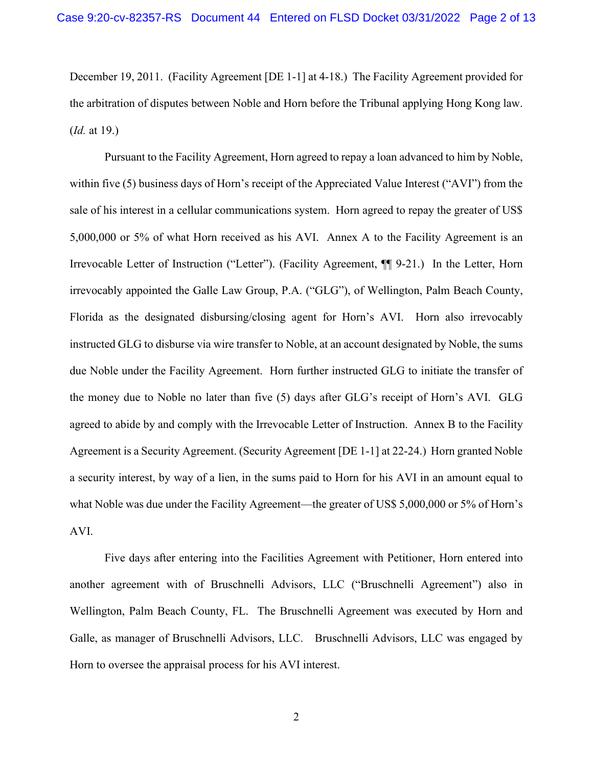December 19, 2011. (Facility Agreement [DE 1-1] at 4-18.) The Facility Agreement provided for the arbitration of disputes between Noble and Horn before the Tribunal applying Hong Kong law. (*Id.* at 19.)

Pursuant to the Facility Agreement, Horn agreed to repay a loan advanced to him by Noble, within five (5) business days of Horn's receipt of the Appreciated Value Interest ("AVI") from the sale of his interest in a cellular communications system. Horn agreed to repay the greater of US$ 5,000,000 or 5% of what Horn received as his AVI. Annex A to the Facility Agreement is an Irrevocable Letter of Instruction ("Letter"). (Facility Agreement, ¶¶ 9-21.) In the Letter, Horn irrevocably appointed the Galle Law Group, P.A. ("GLG"), of Wellington, Palm Beach County, Florida as the designated disbursing/closing agent for Horn's AVI. Horn also irrevocably instructed GLG to disburse via wire transfer to Noble, at an account designated by Noble, the sums due Noble under the Facility Agreement. Horn further instructed GLG to initiate the transfer of the money due to Noble no later than five (5) days after GLG's receipt of Horn's AVI. GLG agreed to abide by and comply with the Irrevocable Letter of Instruction. Annex B to the Facility Agreement is a Security Agreement. (Security Agreement [DE 1-1] at 22-24.) Horn granted Noble a security interest, by way of a lien, in the sums paid to Horn for his AVI in an amount equal to what Noble was due under the Facility Agreement—the greater of US$ 5,000,000 or 5% of Horn's AVI.

Five days after entering into the Facilities Agreement with Petitioner, Horn entered into another agreement with of Bruschnelli Advisors, LLC ("Bruschnelli Agreement") also in Wellington, Palm Beach County, FL. The Bruschnelli Agreement was executed by Horn and Galle, as manager of Bruschnelli Advisors, LLC. Bruschnelli Advisors, LLC was engaged by Horn to oversee the appraisal process for his AVI interest.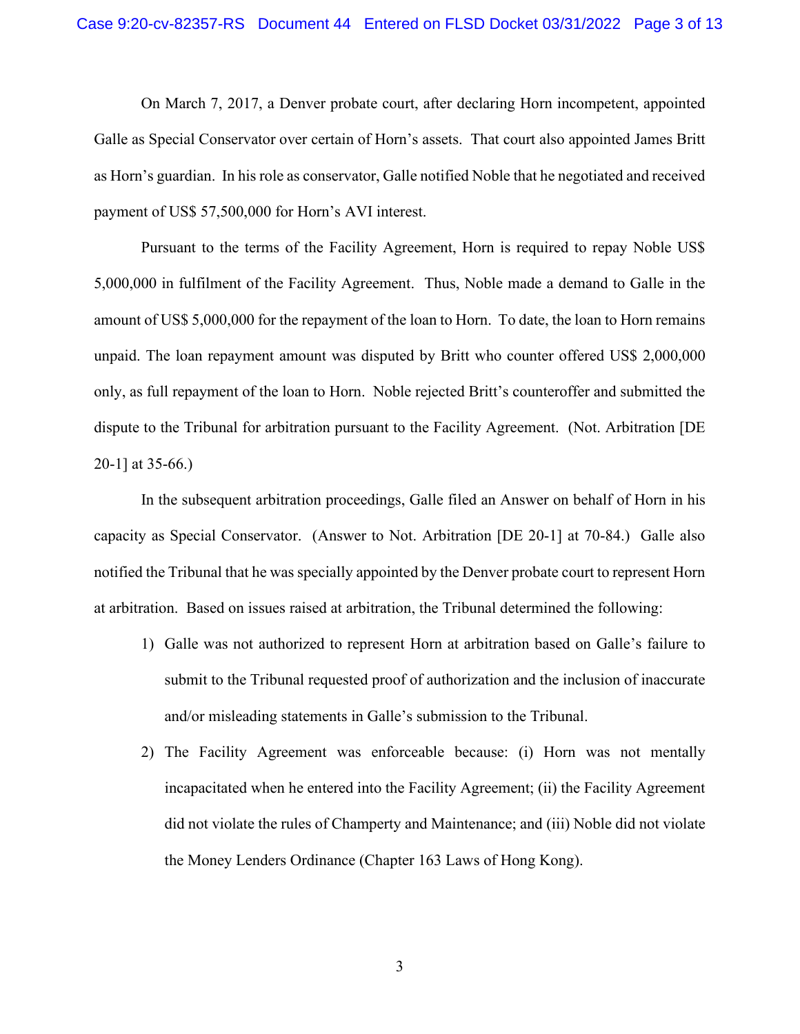On March 7, 2017, a Denver probate court, after declaring Horn incompetent, appointed Galle as Special Conservator over certain of Horn's assets. That court also appointed James Britt as Horn's guardian. In his role as conservator, Galle notified Noble that he negotiated and received payment of US$ 57,500,000 for Horn's AVI interest.

Pursuant to the terms of the Facility Agreement, Horn is required to repay Noble US$ 5,000,000 in fulfilment of the Facility Agreement. Thus, Noble made a demand to Galle in the amount of US$ 5,000,000 for the repayment of the loan to Horn. To date, the loan to Horn remains unpaid. The loan repayment amount was disputed by Britt who counter offered US$ 2,000,000 only, as full repayment of the loan to Horn. Noble rejected Britt's counteroffer and submitted the dispute to the Tribunal for arbitration pursuant to the Facility Agreement. (Not. Arbitration [DE 20-1] at 35-66.)

In the subsequent arbitration proceedings, Galle filed an Answer on behalf of Horn in his capacity as Special Conservator. (Answer to Not. Arbitration [DE 20-1] at 70-84.) Galle also notified the Tribunal that he was specially appointed by the Denver probate court to represent Horn at arbitration. Based on issues raised at arbitration, the Tribunal determined the following:

1) Galle was not authorized to represent Horn at arbitration based on Galle's failure to submit to the Tribunal requested proof of authorization and the inclusion of inaccurate and/or misleading statements in Galle's submission to the Tribunal.

2) The Facility Agreement was enforceable because: (i) Horn was not mentally incapacitated when he entered into the Facility Agreement; (ii) the Facility Agreement did not violate the rules of Champerty and Maintenance; and (iii) Noble did not violate the Money Lenders Ordinance (Chapter 163 Laws of Hong Kong).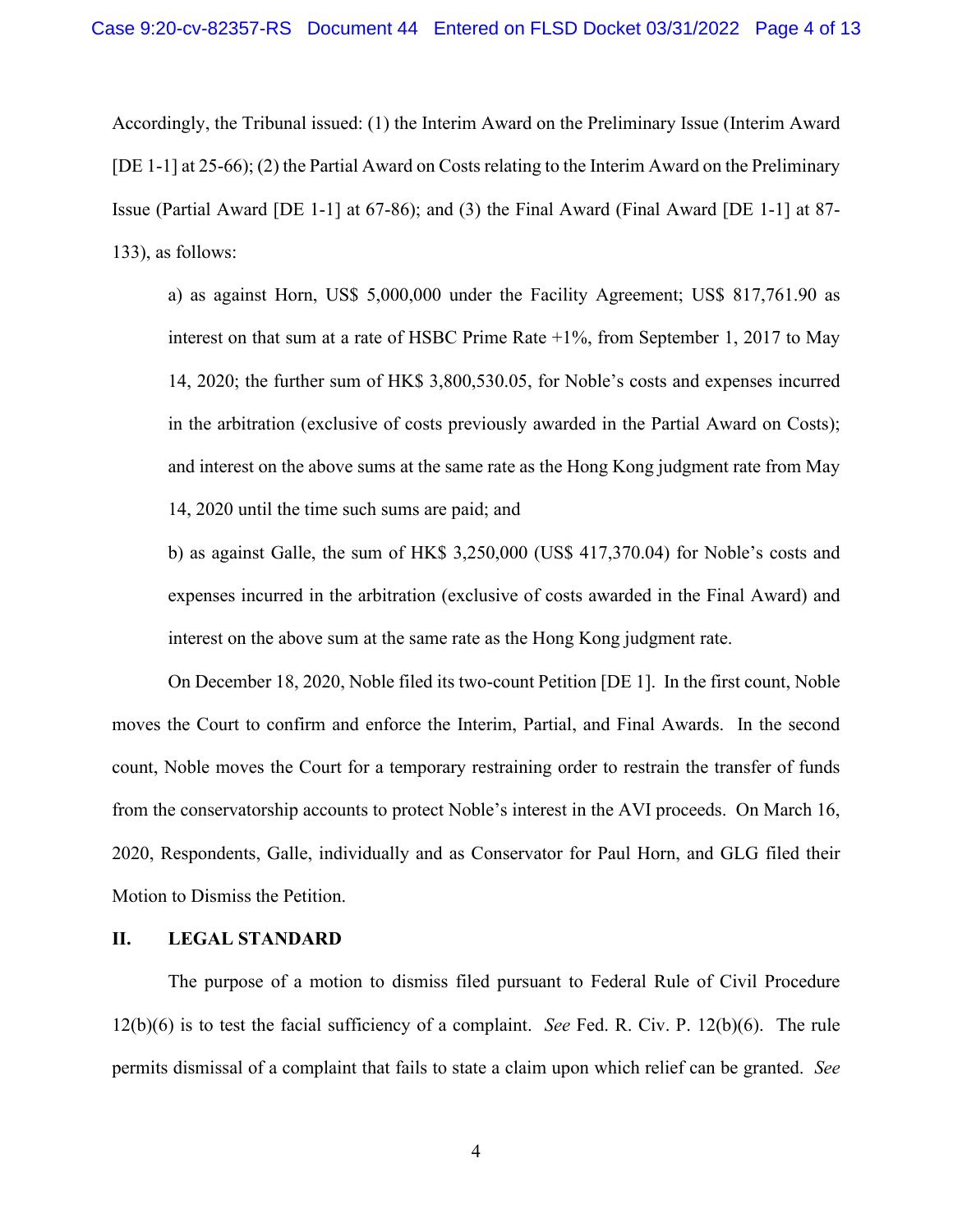Accordingly, the Tribunal issued: (1) the Interim Award on the Preliminary Issue (Interim Award [DE 1-1] at 25-66); (2) the Partial Award on Costs relating to the Interim Award on the Preliminary Issue (Partial Award [DE 1-1] at 67-86); and (3) the Final Award (Final Award [DE 1-1] at 87-133), as follows:

> a) as against Horn, US$ 5,000,000 under the Facility Agreement; US$ 817,761.90 as interest on that sum at a rate of HSBC Prime Rate +1%, from September 1, 2017 to May 14, 2020; the further sum of HK$ 3,800,530.05, for Noble's costs and expenses incurred in the arbitration (exclusive of costs previously awarded in the Partial Award on Costs); and interest on the above sums at the same rate as the Hong Kong judgment rate from May 14, 2020 until the time such sums are paid; and
>
> b) as against Galle, the sum of HK$ 3,250,000 (US$ 417,370.04) for Noble's costs and expenses incurred in the arbitration (exclusive of costs awarded in the Final Award) and interest on the above sum at the same rate as the Hong Kong judgment rate.

On December 18, 2020, Noble filed its two-count Petition [DE 1]. In the first count, Noble moves the Court to confirm and enforce the Interim, Partial, and Final Awards. In the second count, Noble moves the Court for a temporary restraining order to restrain the transfer of funds from the conservatorship accounts to protect Noble's interest in the AVI proceeds. On March 16, 2020, Respondents, Galle, individually and as Conservator for Paul Horn, and GLG filed their Motion to Dismiss the Petition.

## II. LEGAL STANDARD

The purpose of a motion to dismiss filed pursuant to Federal Rule of Civil Procedure 12(b)(6) is to test the facial sufficiency of a complaint. *See* Fed. R. Civ. P. 12(b)(6). The rule permits dismissal of a complaint that fails to state a claim upon which relief can be granted. *See*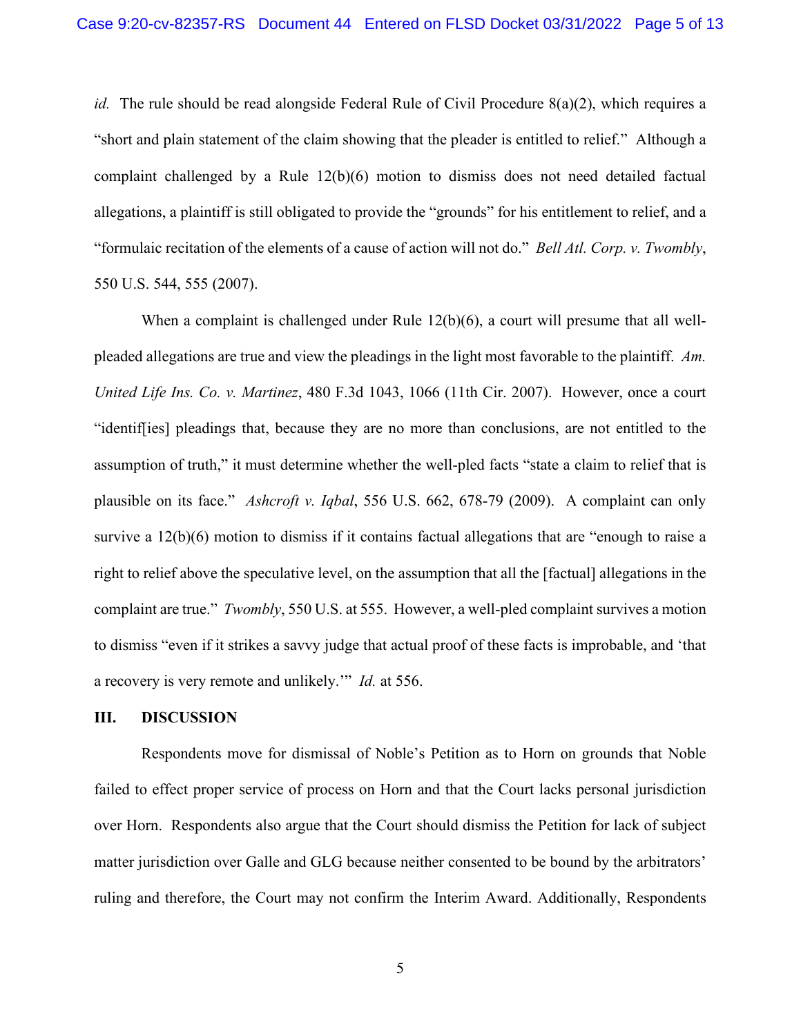*id.* The rule should be read alongside Federal Rule of Civil Procedure 8(a)(2), which requires a "short and plain statement of the claim showing that the pleader is entitled to relief." Although a complaint challenged by a Rule 12(b)(6) motion to dismiss does not need detailed factual allegations, a plaintiff is still obligated to provide the "grounds" for his entitlement to relief, and a "formulaic recitation of the elements of a cause of action will not do." *Bell Atl. Corp. v. Twombly*, 550 U.S. 544, 555 (2007).

When a complaint is challenged under Rule 12(b)(6), a court will presume that all well-pleaded allegations are true and view the pleadings in the light most favorable to the plaintiff. *Am. United Life Ins. Co. v. Martinez*, 480 F.3d 1043, 1066 (11th Cir. 2007). However, once a court "identif[ies] pleadings that, because they are no more than conclusions, are not entitled to the assumption of truth," it must determine whether the well-pled facts "state a claim to relief that is plausible on its face." *Ashcroft v. Iqbal*, 556 U.S. 662, 678-79 (2009). A complaint can only survive a 12(b)(6) motion to dismiss if it contains factual allegations that are "enough to raise a right to relief above the speculative level, on the assumption that all the [factual] allegations in the complaint are true." *Twombly*, 550 U.S. at 555. However, a well-pled complaint survives a motion to dismiss "even if it strikes a savvy judge that actual proof of these facts is improbable, and 'that a recovery is very remote and unlikely.'" *Id.* at 556.

## III. DISCUSSION

Respondents move for dismissal of Noble's Petition as to Horn on grounds that Noble failed to effect proper service of process on Horn and that the Court lacks personal jurisdiction over Horn. Respondents also argue that the Court should dismiss the Petition for lack of subject matter jurisdiction over Galle and GLG because neither consented to be bound by the arbitrators' ruling and therefore, the Court may not confirm the Interim Award. Additionally, Respondents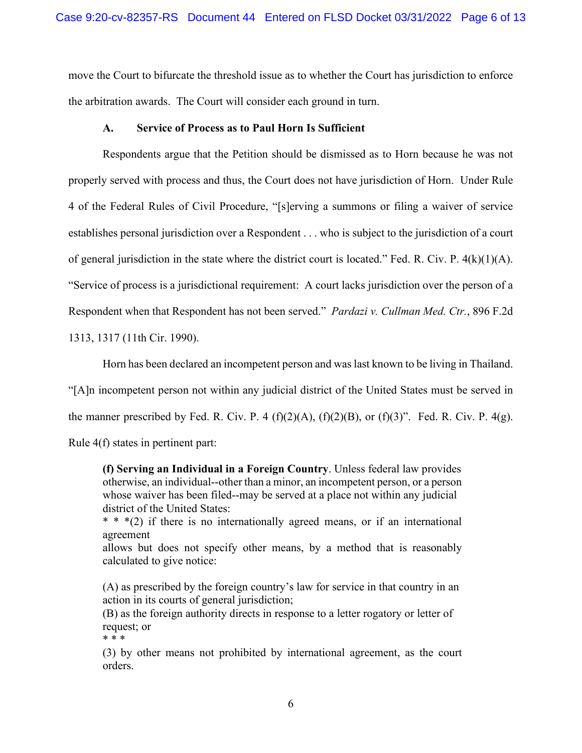move the Court to bifurcate the threshold issue as to whether the Court has jurisdiction to enforce the arbitration awards. The Court will consider each ground in turn.

### A. Service of Process as to Paul Horn Is Sufficient

Respondents argue that the Petition should be dismissed as to Horn because he was not properly served with process and thus, the Court does not have jurisdiction of Horn. Under Rule 4 of the Federal Rules of Civil Procedure, "[s]erving a summons or filing a waiver of service establishes personal jurisdiction over a Respondent . . . who is subject to the jurisdiction of a court of general jurisdiction in the state where the district court is located." Fed. R. Civ. P. 4(k)(1)(A). "Service of process is a jurisdictional requirement: A court lacks jurisdiction over the person of a Respondent when that Respondent has not been served." *Pardazi v. Cullman Med. Ctr.*, 896 F.2d 1313, 1317 (11th Cir. 1990).

Horn has been declared an incompetent person and was last known to be living in Thailand. "[A]n incompetent person not within any judicial district of the United States must be served in the manner prescribed by Fed. R. Civ. P. 4 (f)(2)(A), (f)(2)(B), or (f)(3)". Fed. R. Civ. P. 4(g). Rule 4(f) states in pertinent part:

> **(f) Serving an Individual in a Foreign Country**. Unless federal law provides otherwise, an individual--other than a minor, an incompetent person, or a person whose waiver has been filed--may be served at a place not within any judicial district of the United States:
>
> * * *(2) if there is no internationally agreed means, or if an international agreement allows but does not specify other means, by a method that is reasonably calculated to give notice:
>
> (A) as prescribed by the foreign country's law for service in that country in an action in its courts of general jurisdiction;
>
> (B) as the foreign authority directs in response to a letter rogatory or letter of request; or
>
> * * *
>
> (3) by other means not prohibited by international agreement, as the court orders.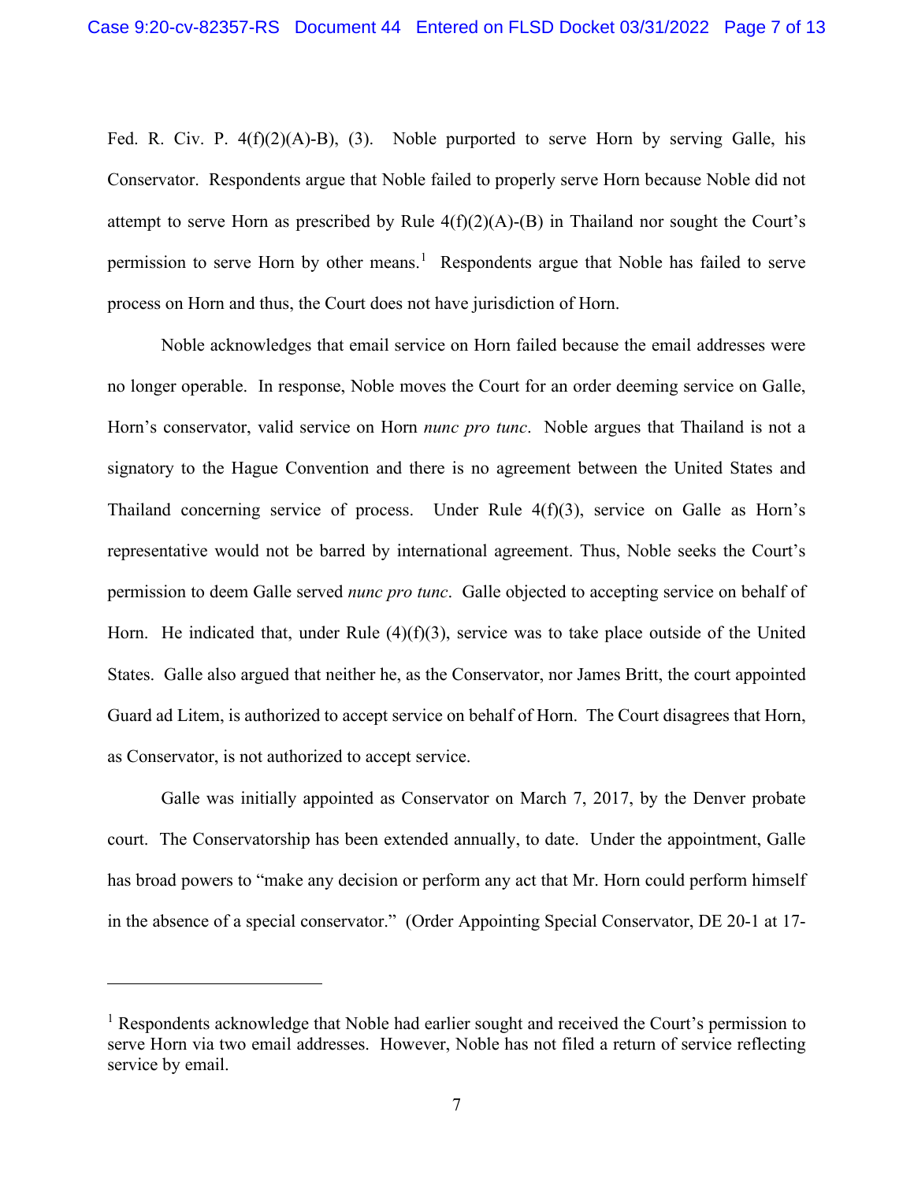Fed. R. Civ. P. 4(f)(2)(A)-B), (3). Noble purported to serve Horn by serving Galle, his Conservator. Respondents argue that Noble failed to properly serve Horn because Noble did not attempt to serve Horn as prescribed by Rule 4(f)(2)(A)-(B) in Thailand nor sought the Court's permission to serve Horn by other means.[1] Respondents argue that Noble has failed to serve process on Horn and thus, the Court does not have jurisdiction of Horn.

Noble acknowledges that email service on Horn failed because the email addresses were no longer operable. In response, Noble moves the Court for an order deeming service on Galle, Horn's conservator, valid service on Horn *nunc pro tunc*. Noble argues that Thailand is not a signatory to the Hague Convention and there is no agreement between the United States and Thailand concerning service of process. Under Rule 4(f)(3), service on Galle as Horn's representative would not be barred by international agreement. Thus, Noble seeks the Court's permission to deem Galle served *nunc pro tunc*. Galle objected to accepting service on behalf of Horn. He indicated that, under Rule (4)(f)(3), service was to take place outside of the United States. Galle also argued that neither he, as the Conservator, nor James Britt, the court appointed Guard ad Litem, is authorized to accept service on behalf of Horn. The Court disagrees that Horn, as Conservator, is not authorized to accept service.

Galle was initially appointed as Conservator on March 7, 2017, by the Denver probate court. The Conservatorship has been extended annually, to date. Under the appointment, Galle has broad powers to "make any decision or perform any act that Mr. Horn could perform himself in the absence of a special conservator." (Order Appointing Special Conservator, DE 20-1 at 17-

---

[1] Respondents acknowledge that Noble had earlier sought and received the Court's permission to serve Horn via two email addresses. However, Noble has not filed a return of service reflecting service by email.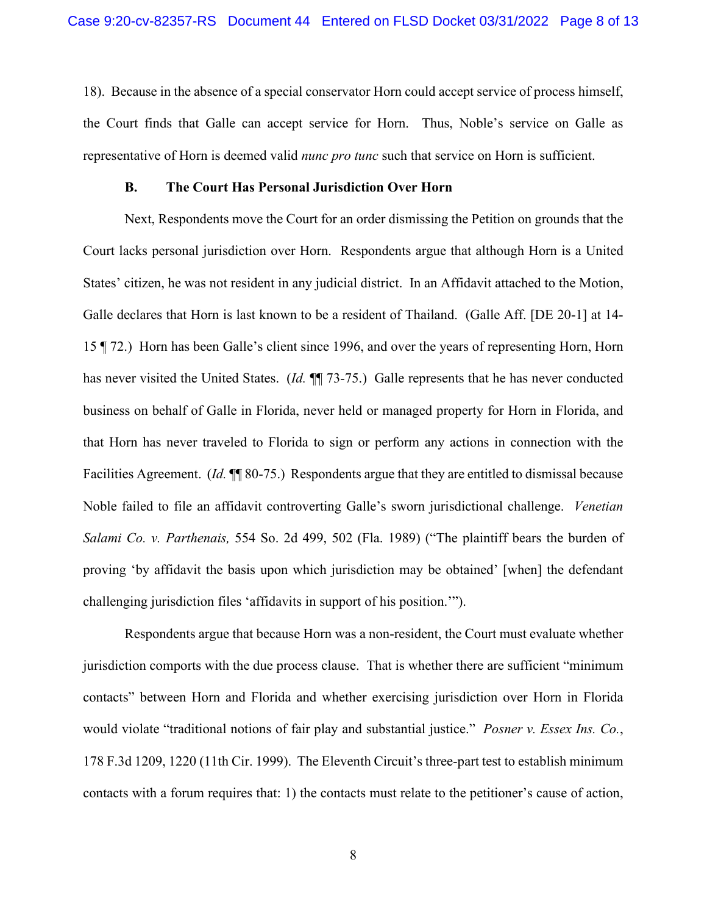18). Because in the absence of a special conservator Horn could accept service of process himself, the Court finds that Galle can accept service for Horn. Thus, Noble's service on Galle as representative of Horn is deemed valid *nunc pro tunc* such that service on Horn is sufficient.

### B. The Court Has Personal Jurisdiction Over Horn

Next, Respondents move the Court for an order dismissing the Petition on grounds that the Court lacks personal jurisdiction over Horn. Respondents argue that although Horn is a United States' citizen, he was not resident in any judicial district. In an Affidavit attached to the Motion, Galle declares that Horn is last known to be a resident of Thailand. (Galle Aff. [DE 20-1] at 14-15 ¶ 72.) Horn has been Galle's client since 1996, and over the years of representing Horn, Horn has never visited the United States. (*Id.* ¶¶ 73-75.) Galle represents that he has never conducted business on behalf of Galle in Florida, never held or managed property for Horn in Florida, and that Horn has never traveled to Florida to sign or perform any actions in connection with the Facilities Agreement. (*Id.* ¶¶ 80-75.) Respondents argue that they are entitled to dismissal because Noble failed to file an affidavit controverting Galle's sworn jurisdictional challenge. *Venetian Salami Co. v. Parthenais,* 554 So. 2d 499, 502 (Fla. 1989) ("The plaintiff bears the burden of proving 'by affidavit the basis upon which jurisdiction may be obtained' [when] the defendant challenging jurisdiction files 'affidavits in support of his position.'").

Respondents argue that because Horn was a non-resident, the Court must evaluate whether jurisdiction comports with the due process clause. That is whether there are sufficient "minimum contacts" between Horn and Florida and whether exercising jurisdiction over Horn in Florida would violate "traditional notions of fair play and substantial justice." *Posner v. Essex Ins. Co.*, 178 F.3d 1209, 1220 (11th Cir. 1999). The Eleventh Circuit's three-part test to establish minimum contacts with a forum requires that: 1) the contacts must relate to the petitioner's cause of action,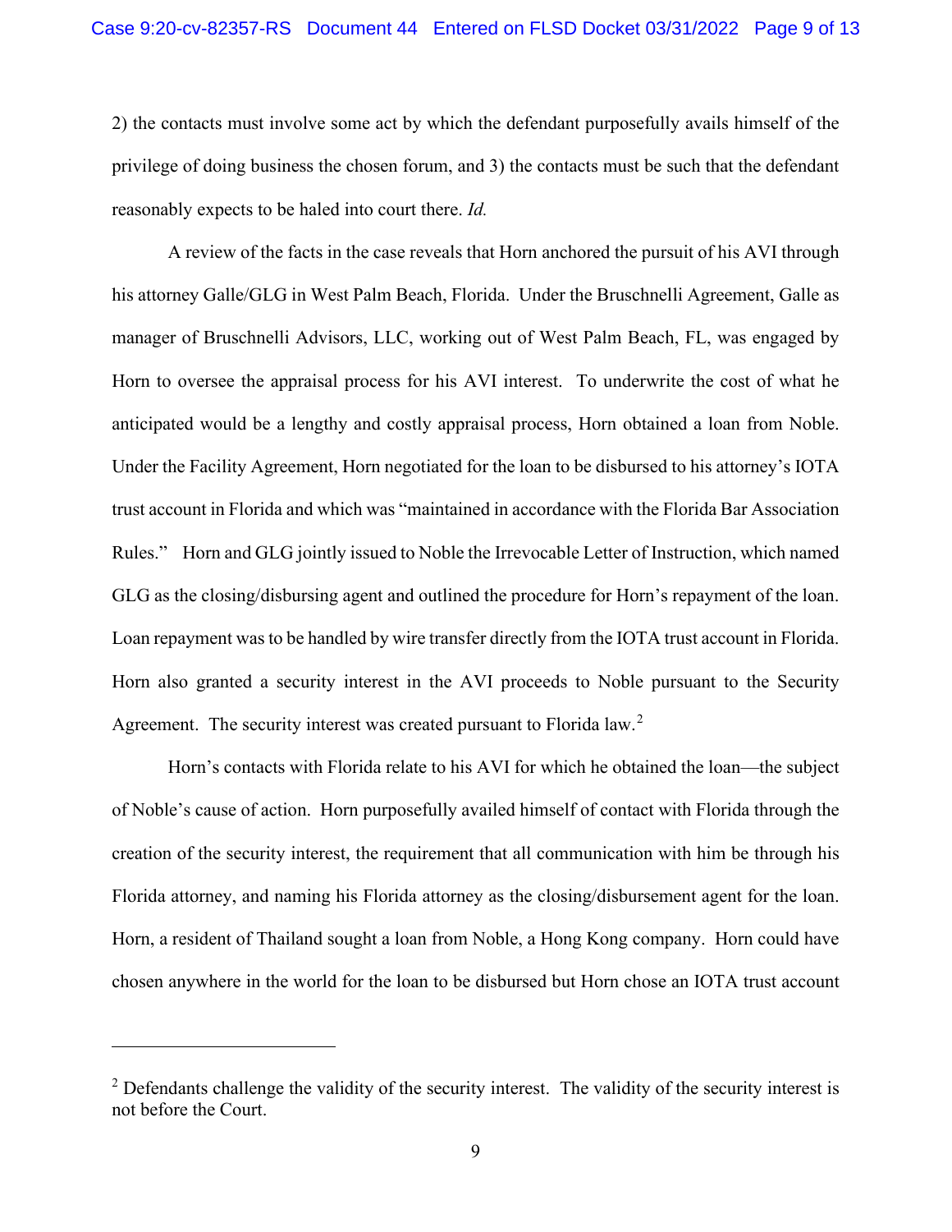2) the contacts must involve some act by which the defendant purposefully avails himself of the privilege of doing business the chosen forum, and 3) the contacts must be such that the defendant reasonably expects to be haled into court there. *Id.*

A review of the facts in the case reveals that Horn anchored the pursuit of his AVI through his attorney Galle/GLG in West Palm Beach, Florida. Under the Bruschnelli Agreement, Galle as manager of Bruschnelli Advisors, LLC, working out of West Palm Beach, FL, was engaged by Horn to oversee the appraisal process for his AVI interest. To underwrite the cost of what he anticipated would be a lengthy and costly appraisal process, Horn obtained a loan from Noble. Under the Facility Agreement, Horn negotiated for the loan to be disbursed to his attorney's IOTA trust account in Florida and which was "maintained in accordance with the Florida Bar Association Rules." Horn and GLG jointly issued to Noble the Irrevocable Letter of Instruction, which named GLG as the closing/disbursing agent and outlined the procedure for Horn's repayment of the loan. Loan repayment was to be handled by wire transfer directly from the IOTA trust account in Florida. Horn also granted a security interest in the AVI proceeds to Noble pursuant to the Security Agreement. The security interest was created pursuant to Florida law.[2]

Horn's contacts with Florida relate to his AVI for which he obtained the loan—the subject of Noble's cause of action. Horn purposefully availed himself of contact with Florida through the creation of the security interest, the requirement that all communication with him be through his Florida attorney, and naming his Florida attorney as the closing/disbursement agent for the loan. Horn, a resident of Thailand sought a loan from Noble, a Hong Kong company. Horn could have chosen anywhere in the world for the loan to be disbursed but Horn chose an IOTA trust account

---

[2] Defendants challenge the validity of the security interest. The validity of the security interest is not before the Court.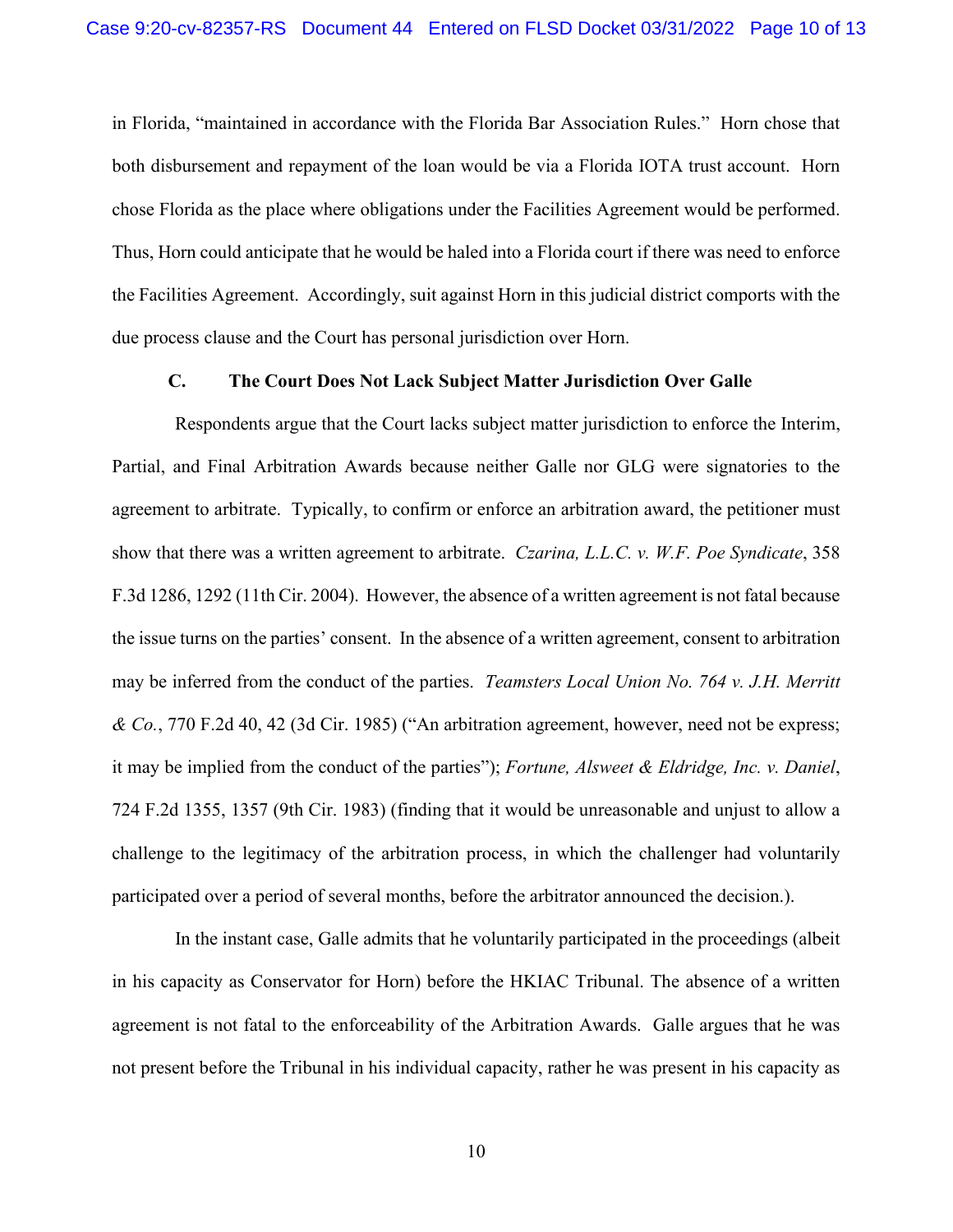in Florida, "maintained in accordance with the Florida Bar Association Rules." Horn chose that both disbursement and repayment of the loan would be via a Florida IOTA trust account. Horn chose Florida as the place where obligations under the Facilities Agreement would be performed. Thus, Horn could anticipate that he would be haled into a Florida court if there was need to enforce the Facilities Agreement. Accordingly, suit against Horn in this judicial district comports with the due process clause and the Court has personal jurisdiction over Horn.

### C. The Court Does Not Lack Subject Matter Jurisdiction Over Galle

Respondents argue that the Court lacks subject matter jurisdiction to enforce the Interim, Partial, and Final Arbitration Awards because neither Galle nor GLG were signatories to the agreement to arbitrate. Typically, to confirm or enforce an arbitration award, the petitioner must show that there was a written agreement to arbitrate. *Czarina, L.L.C. v. W.F. Poe Syndicate*, 358 F.3d 1286, 1292 (11th Cir. 2004). However, the absence of a written agreement is not fatal because the issue turns on the parties' consent. In the absence of a written agreement, consent to arbitration may be inferred from the conduct of the parties. *Teamsters Local Union No. 764 v. J.H. Merritt & Co.*, 770 F.2d 40, 42 (3d Cir. 1985) ("An arbitration agreement, however, need not be express; it may be implied from the conduct of the parties"); *Fortune, Alsweet & Eldridge, Inc. v. Daniel*, 724 F.2d 1355, 1357 (9th Cir. 1983) (finding that it would be unreasonable and unjust to allow a challenge to the legitimacy of the arbitration process, in which the challenger had voluntarily participated over a period of several months, before the arbitrator announced the decision.).

In the instant case, Galle admits that he voluntarily participated in the proceedings (albeit in his capacity as Conservator for Horn) before the HKIAC Tribunal. The absence of a written agreement is not fatal to the enforceability of the Arbitration Awards. Galle argues that he was not present before the Tribunal in his individual capacity, rather he was present in his capacity as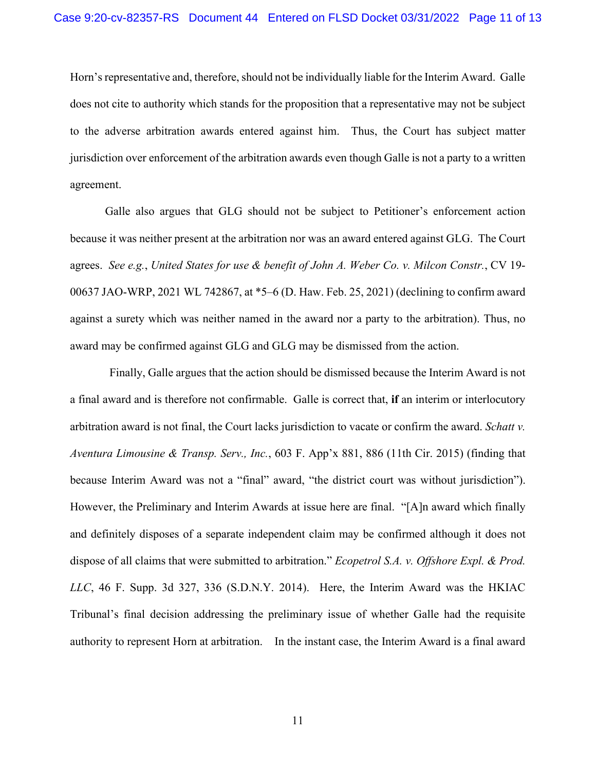Horn's representative and, therefore, should not be individually liable for the Interim Award. Galle does not cite to authority which stands for the proposition that a representative may not be subject to the adverse arbitration awards entered against him. Thus, the Court has subject matter jurisdiction over enforcement of the arbitration awards even though Galle is not a party to a written agreement.

Galle also argues that GLG should not be subject to Petitioner's enforcement action because it was neither present at the arbitration nor was an award entered against GLG. The Court agrees. *See e.g.*, *United States for use & benefit of John A. Weber Co. v. Milcon Constr.*, CV 19-00637 JAO-WRP, 2021 WL 742867, at *5–6 (D. Haw. Feb. 25, 2021) (declining to confirm award against a surety which was neither named in the award nor a party to the arbitration). Thus, no award may be confirmed against GLG and GLG may be dismissed from the action.

Finally, Galle argues that the action should be dismissed because the Interim Award is not a final award and is therefore not confirmable. Galle is correct that, **if** an interim or interlocutory arbitration award is not final, the Court lacks jurisdiction to vacate or confirm the award. *Schatt v. Aventura Limousine & Transp. Serv., Inc.*, 603 F. App'x 881, 886 (11th Cir. 2015) (finding that because Interim Award was not a "final" award, "the district court was without jurisdiction"). However, the Preliminary and Interim Awards at issue here are final. "[A]n award which finally and definitely disposes of a separate independent claim may be confirmed although it does not dispose of all claims that were submitted to arbitration." *Ecopetrol S.A. v. Offshore Expl. & Prod. LLC*, 46 F. Supp. 3d 327, 336 (S.D.N.Y. 2014). Here, the Interim Award was the HKIAC Tribunal's final decision addressing the preliminary issue of whether Galle had the requisite authority to represent Horn at arbitration. In the instant case, the Interim Award is a final award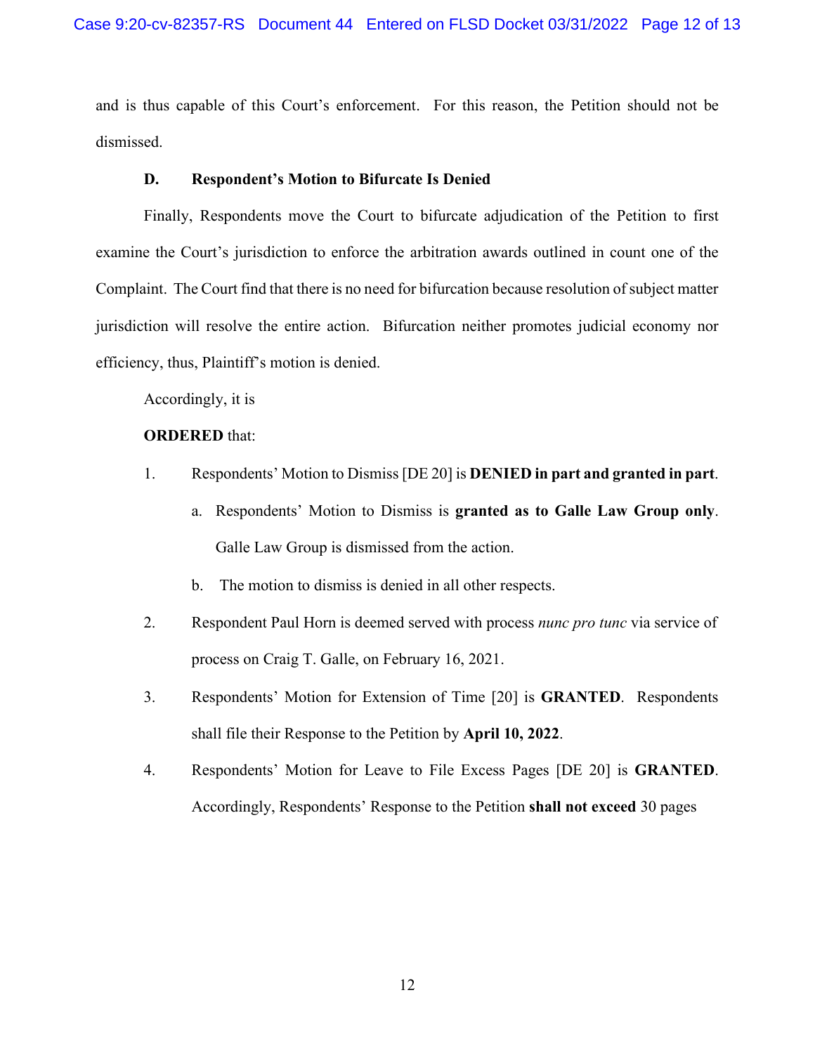and is thus capable of this Court's enforcement. For this reason, the Petition should not be dismissed.

### D. Respondent's Motion to Bifurcate Is Denied

Finally, Respondents move the Court to bifurcate adjudication of the Petition to first examine the Court's jurisdiction to enforce the arbitration awards outlined in count one of the Complaint. The Court find that there is no need for bifurcation because resolution of subject matter jurisdiction will resolve the entire action. Bifurcation neither promotes judicial economy nor efficiency, thus, Plaintiff's motion is denied.

Accordingly, it is

**ORDERED** that:

1. Respondents' Motion to Dismiss [DE 20] is **DENIED in part and granted in part**.
   a. Respondents' Motion to Dismiss is **granted as to Galle Law Group only**. Galle Law Group is dismissed from the action.
   b. The motion to dismiss is denied in all other respects.
2. Respondent Paul Horn is deemed served with process *nunc pro tunc* via service of process on Craig T. Galle, on February 16, 2021.
3. Respondents' Motion for Extension of Time [20] is **GRANTED**. Respondents shall file their Response to the Petition by **April 10, 2022**.
4. Respondents' Motion for Leave to File Excess Pages [DE 20] is **GRANTED**. Accordingly, Respondents' Response to the Petition **shall not exceed** 30 pages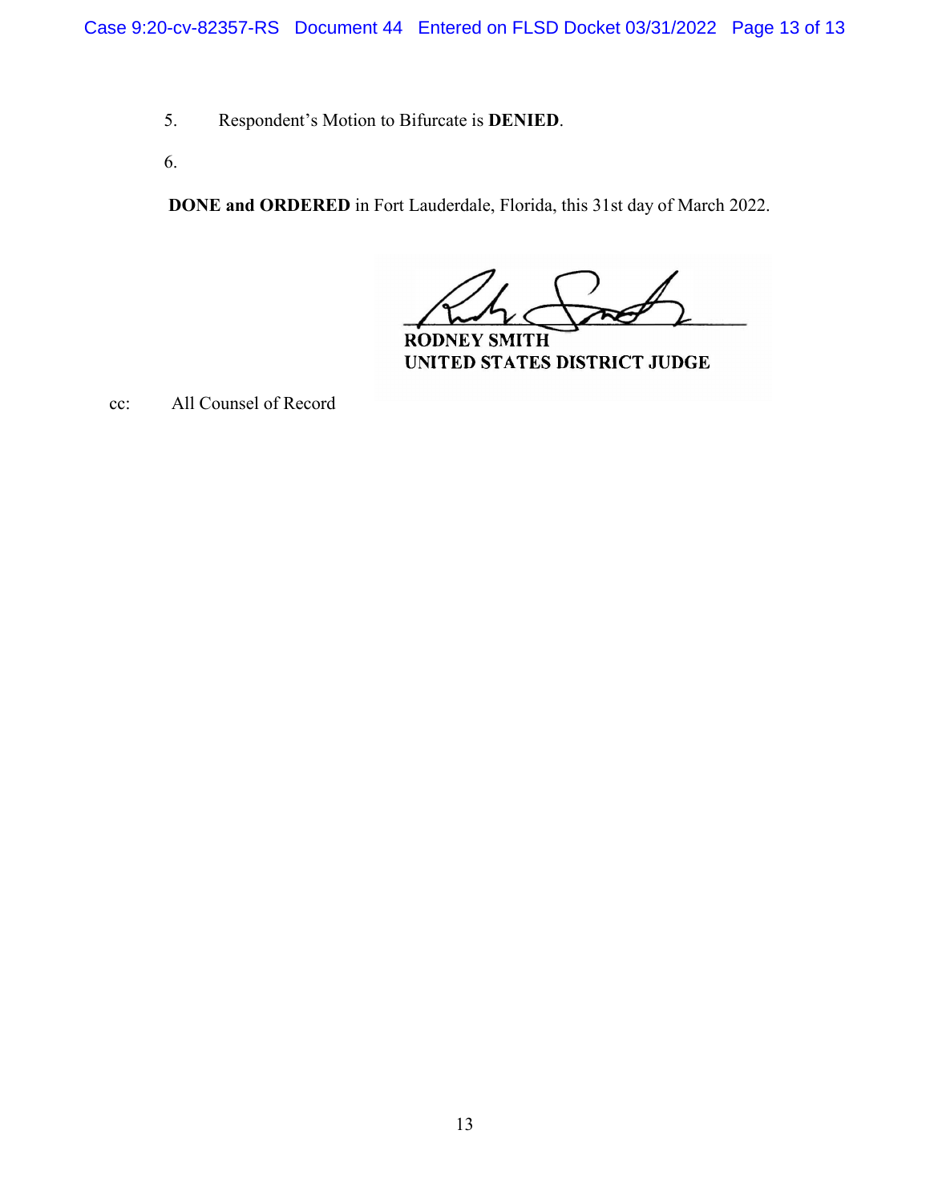5. Respondent's Motion to Bifurcate is **DENIED**.

6.

**DONE and ORDERED** in Fort Lauderdale, Florida, this 31st day of March 2022.

**RODNEY SMITH**
**UNITED STATES DISTRICT JUDGE**

cc: All Counsel of Record